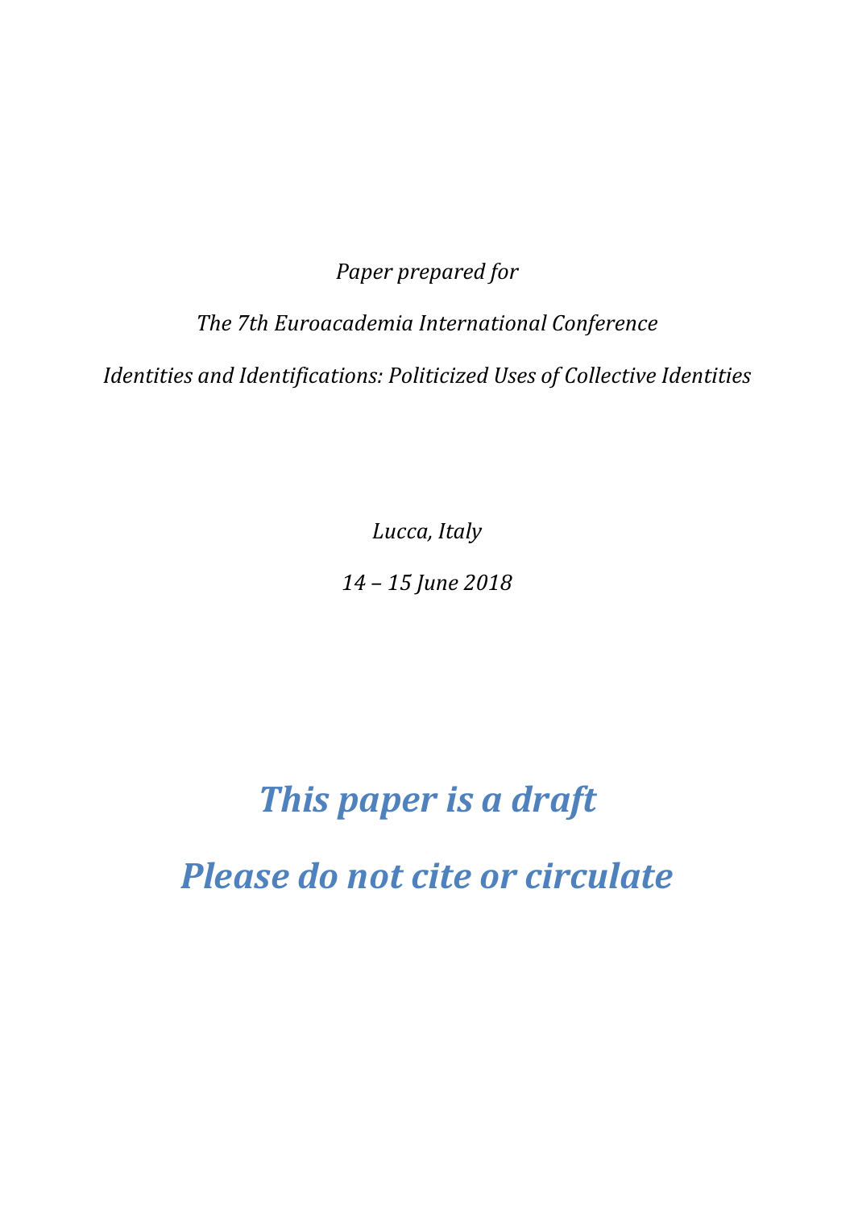*Paper prepared for*

*The 7th Euroacademia International Conference*

*Identities and Identifications: Politicized Uses of Collective Identities*

*Lucca, Italy*

*14 – 15 June 2018*

***This paper is a draft***

***Please do not cite or circulate***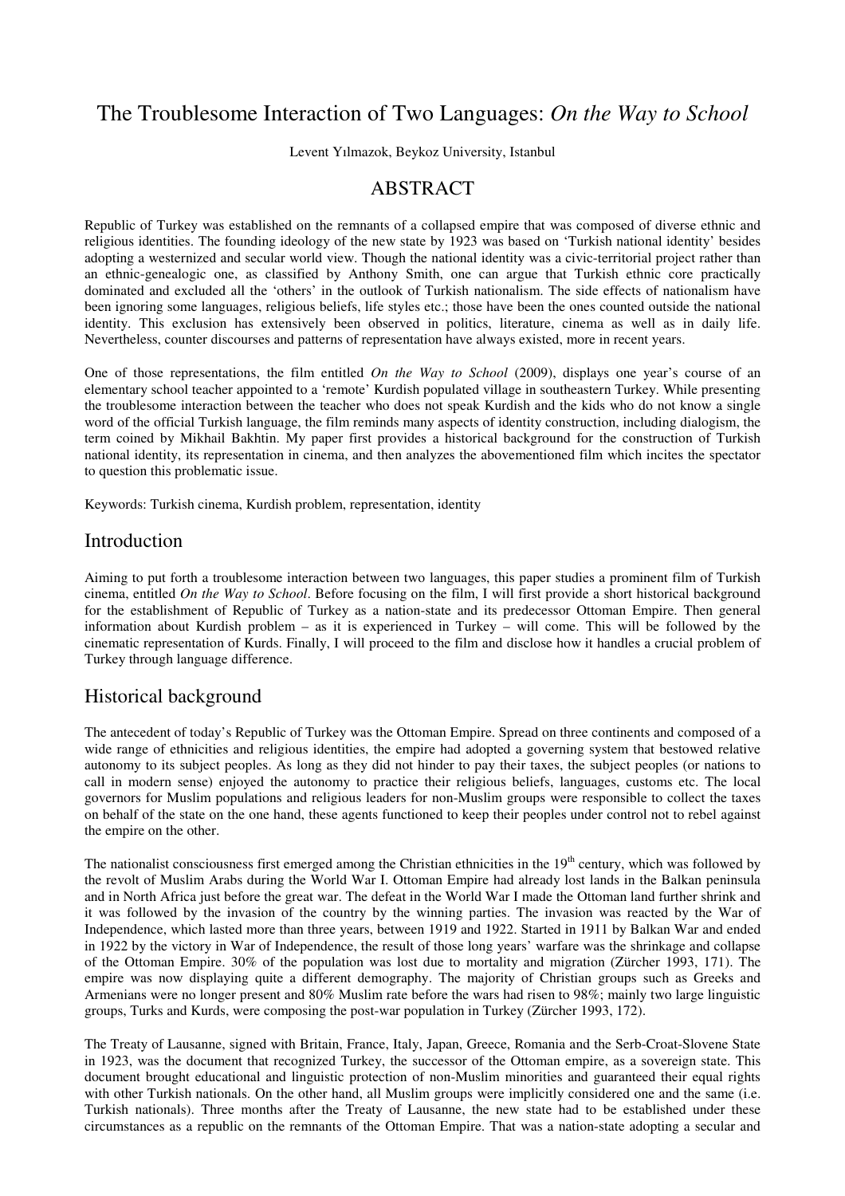# The Troublesome Interaction of Two Languages: *On the Way to School*

Levent Yılmazok, Beykoz University, Istanbul

## ABSTRACT

Republic of Turkey was established on the remnants of a collapsed empire that was composed of diverse ethnic and religious identities. The founding ideology of the new state by 1923 was based on 'Turkish national identity' besides adopting a westernized and secular world view. Though the national identity was a civic-territorial project rather than an ethnic-genealogic one, as classified by Anthony Smith, one can argue that Turkish ethnic core practically dominated and excluded all the 'others' in the outlook of Turkish nationalism. The side effects of nationalism have been ignoring some languages, religious beliefs, life styles etc.; those have been the ones counted outside the national identity. This exclusion has extensively been observed in politics, literature, cinema as well as in daily life. Nevertheless, counter discourses and patterns of representation have always existed, more in recent years.

One of those representations, the film entitled *On the Way to School* (2009), displays one year's course of an elementary school teacher appointed to a 'remote' Kurdish populated village in southeastern Turkey. While presenting the troublesome interaction between the teacher who does not speak Kurdish and the kids who do not know a single word of the official Turkish language, the film reminds many aspects of identity construction, including dialogism, the term coined by Mikhail Bakhtin. My paper first provides a historical background for the construction of Turkish national identity, its representation in cinema, and then analyzes the abovementioned film which incites the spectator to question this problematic issue.

Keywords: Turkish cinema, Kurdish problem, representation, identity

## Introduction

Aiming to put forth a troublesome interaction between two languages, this paper studies a prominent film of Turkish cinema, entitled *On the Way to School*. Before focusing on the film, I will first provide a short historical background for the establishment of Republic of Turkey as a nation-state and its predecessor Ottoman Empire. Then general information about Kurdish problem – as it is experienced in Turkey – will come. This will be followed by the cinematic representation of Kurds. Finally, I will proceed to the film and disclose how it handles a crucial problem of Turkey through language difference.

## Historical background

The antecedent of today's Republic of Turkey was the Ottoman Empire. Spread on three continents and composed of a wide range of ethnicities and religious identities, the empire had adopted a governing system that bestowed relative autonomy to its subject peoples. As long as they did not hinder to pay their taxes, the subject peoples (or nations to call in modern sense) enjoyed the autonomy to practice their religious beliefs, languages, customs etc. The local governors for Muslim populations and religious leaders for non-Muslim groups were responsible to collect the taxes on behalf of the state on the one hand, these agents functioned to keep their peoples under control not to rebel against the empire on the other.

The nationalist consciousness first emerged among the Christian ethnicities in the 19th century, which was followed by the revolt of Muslim Arabs during the World War I. Ottoman Empire had already lost lands in the Balkan peninsula and in North Africa just before the great war. The defeat in the World War I made the Ottoman land further shrink and it was followed by the invasion of the country by the winning parties. The invasion was reacted by the War of Independence, which lasted more than three years, between 1919 and 1922. Started in 1911 by Balkan War and ended in 1922 by the victory in War of Independence, the result of those long years' warfare was the shrinkage and collapse of the Ottoman Empire. 30% of the population was lost due to mortality and migration (Zürcher 1993, 171). The empire was now displaying quite a different demography. The majority of Christian groups such as Greeks and Armenians were no longer present and 80% Muslim rate before the wars had risen to 98%; mainly two large linguistic groups, Turks and Kurds, were composing the post-war population in Turkey (Zürcher 1993, 172).

The Treaty of Lausanne, signed with Britain, France, Italy, Japan, Greece, Romania and the Serb-Croat-Slovene State in 1923, was the document that recognized Turkey, the successor of the Ottoman empire, as a sovereign state. This document brought educational and linguistic protection of non-Muslim minorities and guaranteed their equal rights with other Turkish nationals. On the other hand, all Muslim groups were implicitly considered one and the same (i.e. Turkish nationals). Three months after the Treaty of Lausanne, the new state had to be established under these circumstances as a republic on the remnants of the Ottoman Empire. That was a nation-state adopting a secular and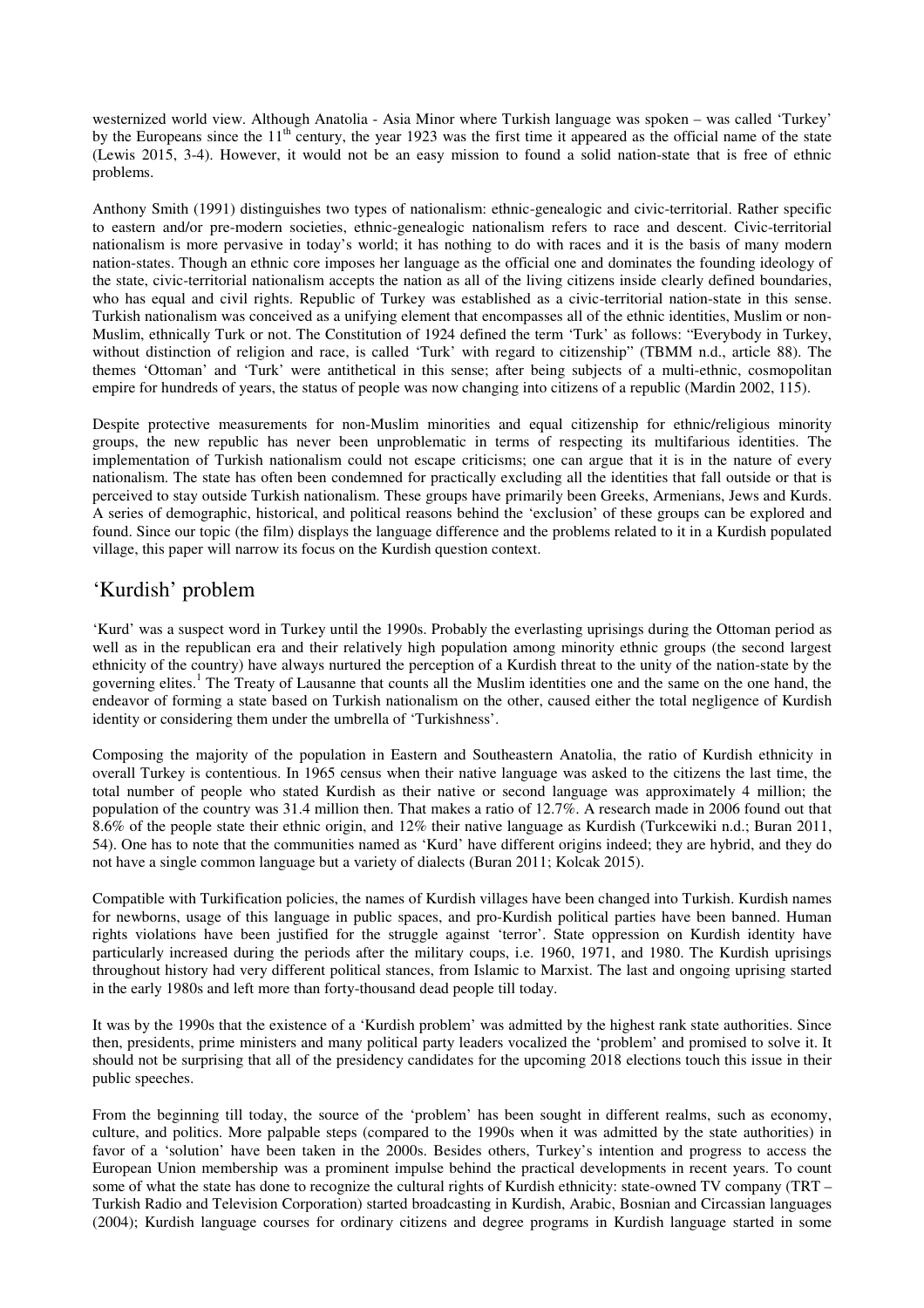westernized world view. Although Anatolia - Asia Minor where Turkish language was spoken – was called 'Turkey' by the Europeans since the 11$^{th}$ century, the year 1923 was the first time it appeared as the official name of the state (Lewis 2015, 3-4). However, it would not be an easy mission to found a solid nation-state that is free of ethnic problems.

Anthony Smith (1991) distinguishes two types of nationalism: ethnic-genealogic and civic-territorial. Rather specific to eastern and/or pre-modern societies, ethnic-genealogic nationalism refers to race and descent. Civic-territorial nationalism is more pervasive in today's world; it has nothing to do with races and it is the basis of many modern nation-states. Though an ethnic core imposes her language as the official one and dominates the founding ideology of the state, civic-territorial nationalism accepts the nation as all of the living citizens inside clearly defined boundaries, who has equal and civil rights. Republic of Turkey was established as a civic-territorial nation-state in this sense. Turkish nationalism was conceived as a unifying element that encompasses all of the ethnic identities, Muslim or non-Muslim, ethnically Turk or not. The Constitution of 1924 defined the term 'Turk' as follows: "Everybody in Turkey, without distinction of religion and race, is called 'Turk' with regard to citizenship" (TBMM n.d., article 88). The themes 'Ottoman' and 'Turk' were antithetical in this sense; after being subjects of a multi-ethnic, cosmopolitan empire for hundreds of years, the status of people was now changing into citizens of a republic (Mardin 2002, 115).

Despite protective measurements for non-Muslim minorities and equal citizenship for ethnic/religious minority groups, the new republic has never been unproblematic in terms of respecting its multifarious identities. The implementation of Turkish nationalism could not escape criticisms; one can argue that it is in the nature of every nationalism. The state has often been condemned for practically excluding all the identities that fall outside or that is perceived to stay outside Turkish nationalism. These groups have primarily been Greeks, Armenians, Jews and Kurds. A series of demographic, historical, and political reasons behind the 'exclusion' of these groups can be explored and found. Since our topic (the film) displays the language difference and the problems related to it in a Kurdish populated village, this paper will narrow its focus on the Kurdish question context.

## 'Kurdish' problem

'Kurd' was a suspect word in Turkey until the 1990s. Probably the everlasting uprisings during the Ottoman period as well as in the republican era and their relatively high population among minority ethnic groups (the second largest ethnicity of the country) have always nurtured the perception of a Kurdish threat to the unity of the nation-state by the governing elites.[1] The Treaty of Lausanne that counts all the Muslim identities one and the same on the one hand, the endeavor of forming a state based on Turkish nationalism on the other, caused either the total negligence of Kurdish identity or considering them under the umbrella of 'Turkishness'.

Composing the majority of the population in Eastern and Southeastern Anatolia, the ratio of Kurdish ethnicity in overall Turkey is contentious. In 1965 census when their native language was asked to the citizens the last time, the total number of people who stated Kurdish as their native or second language was approximately 4 million; the population of the country was 31.4 million then. That makes a ratio of 12.7%. A research made in 2006 found out that 8.6% of the people state their ethnic origin, and 12% their native language as Kurdish (Turkcewiki n.d.; Buran 2011, 54). One has to note that the communities named as 'Kurd' have different origins indeed; they are hybrid, and they do not have a single common language but a variety of dialects (Buran 2011; Kolcak 2015).

Compatible with Turkification policies, the names of Kurdish villages have been changed into Turkish. Kurdish names for newborns, usage of this language in public spaces, and pro-Kurdish political parties have been banned. Human rights violations have been justified for the struggle against 'terror'. State oppression on Kurdish identity have particularly increased during the periods after the military coups, i.e. 1960, 1971, and 1980. The Kurdish uprisings throughout history had very different political stances, from Islamic to Marxist. The last and ongoing uprising started in the early 1980s and left more than forty-thousand dead people till today.

It was by the 1990s that the existence of a 'Kurdish problem' was admitted by the highest rank state authorities. Since then, presidents, prime ministers and many political party leaders vocalized the 'problem' and promised to solve it. It should not be surprising that all of the presidency candidates for the upcoming 2018 elections touch this issue in their public speeches.

From the beginning till today, the source of the 'problem' has been sought in different realms, such as economy, culture, and politics. More palpable steps (compared to the 1990s when it was admitted by the state authorities) in favor of a 'solution' have been taken in the 2000s. Besides others, Turkey's intention and progress to access the European Union membership was a prominent impulse behind the practical developments in recent years. To count some of what the state has done to recognize the cultural rights of Kurdish ethnicity: state-owned TV company (TRT – Turkish Radio and Television Corporation) started broadcasting in Kurdish, Arabic, Bosnian and Circassian languages (2004); Kurdish language courses for ordinary citizens and degree programs in Kurdish language started in some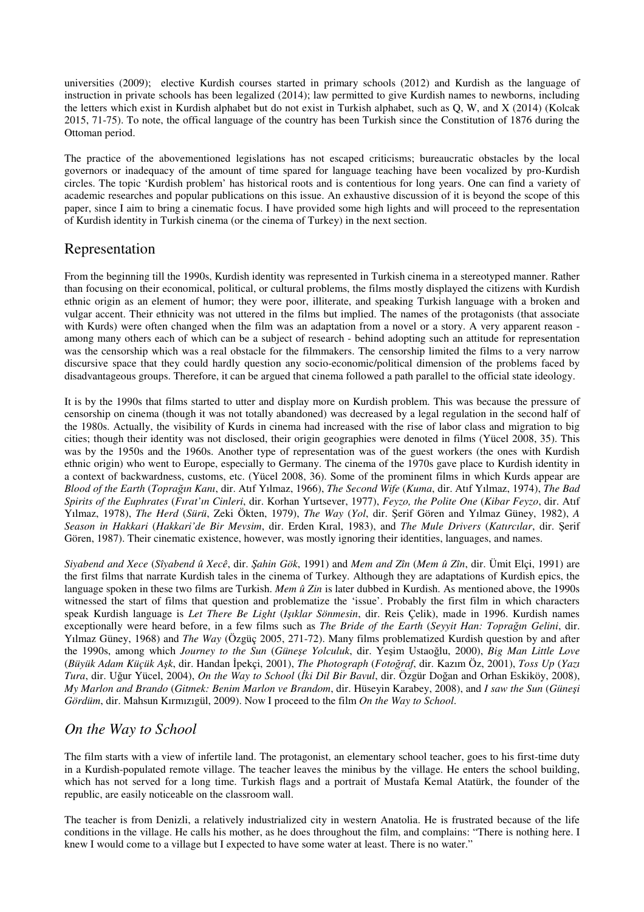universities (2009); elective Kurdish courses started in primary schools (2012) and Kurdish as the language of instruction in private schools has been legalized (2014); law permitted to give Kurdish names to newborns, including the letters which exist in Kurdish alphabet but do not exist in Turkish alphabet, such as Q, W, and X (2014) (Kolcak 2015, 71-75). To note, the offical language of the country has been Turkish since the Constitution of 1876 during the Ottoman period.

The practice of the abovementioned legislations has not escaped criticisms; bureaucratic obstacles by the local governors or inadequacy of the amount of time spared for language teaching have been vocalized by pro-Kurdish circles. The topic 'Kurdish problem' has historical roots and is contentious for long years. One can find a variety of academic researches and popular publications on this issue. An exhaustive discussion of it is beyond the scope of this paper, since I aim to bring a cinematic focus. I have provided some high lights and will proceed to the representation of Kurdish identity in Turkish cinema (or the cinema of Turkey) in the next section.

## Representation

From the beginning till the 1990s, Kurdish identity was represented in Turkish cinema in a stereotyped manner. Rather than focusing on their economical, political, or cultural problems, the films mostly displayed the citizens with Kurdish ethnic origin as an element of humor; they were poor, illiterate, and speaking Turkish language with a broken and vulgar accent. Their ethnicity was not uttered in the films but implied. The names of the protagonists (that associate with Kurds) were often changed when the film was an adaptation from a novel or a story. A very apparent reason - among many others each of which can be a subject of research - behind adopting such an attitude for representation was the censorship which was a real obstacle for the filmmakers. The censorship limited the films to a very narrow discursive space that they could hardly question any socio-economic/political dimension of the problems faced by disadvantageous groups. Therefore, it can be argued that cinema followed a path parallel to the official state ideology.

It is by the 1990s that films started to utter and display more on Kurdish problem. This was because the pressure of censorship on cinema (though it was not totally abandoned) was decreased by a legal regulation in the second half of the 1980s. Actually, the visibility of Kurds in cinema had increased with the rise of labor class and migration to big cities; though their identity was not disclosed, their origin geographies were denoted in films (Yücel 2008, 35). This was by the 1950s and the 1960s. Another type of representation was of the guest workers (the ones with Kurdish ethnic origin) who went to Europe, especially to Germany. The cinema of the 1970s gave place to Kurdish identity in a context of backwardness, customs, etc. (Yücel 2008, 36). Some of the prominent films in which Kurds appear are *Blood of the Earth* (*Toprağın Kanı*, dir. Atıf Yılmaz, 1966), *The Second Wife* (*Kuma*, dir. Atıf Yılmaz, 1974), *The Bad Spirits of the Euphrates* (*Fırat'ın Cinleri*, dir. Korhan Yurtsever, 1977), *Feyzo, the Polite One* (*Kibar Feyzo*, dir. Atıf Yılmaz, 1978), *The Herd* (*Sürü*, Zeki Ökten, 1979), *The Way* (*Yol*, dir. Şerif Gören and Yılmaz Güney, 1982), *A Season in Hakkari* (*Hakkari'de Bir Mevsim*, dir. Erden Kıral, 1983), and *The Mule Drivers* (*Katırcılar*, dir. Şerif Gören, 1987). Their cinematic existence, however, was mostly ignoring their identities, languages, and names.

*Siyabend and Xece* (*Sîyabend û Xecê*, dir. *Şahin Gök*, 1991) and *Mem and Zîn* (*Mem û Zîn*, dir. Ümit Elçi, 1991) are the first films that narrate Kurdish tales in the cinema of Turkey. Although they are adaptations of Kurdish epics, the language spoken in these two films are Turkish. *Mem û Zin* is later dubbed in Kurdish. As mentioned above, the 1990s witnessed the start of films that question and problematize the 'issue'. Probably the first film in which characters speak Kurdish language is *Let There Be Light* (*Işıklar Sönmesin*, dir. Reis Çelik), made in 1996. Kurdish names exceptionally were heard before, in a few films such as *The Bride of the Earth* (*Seyyit Han: Toprağın Gelini*, dir. Yılmaz Güney, 1968) and *The Way* (Özgüç 2005, 271-72). Many films problematized Kurdish question by and after the 1990s, among which *Journey to the Sun* (*Güneşe Yolculuk*, dir. Yeşim Ustaoğlu, 2000), *Big Man Little Love* (*Büyük Adam Küçük Aşk*, dir. Handan İpekçi, 2001), *The Photograph* (*Fotoğraf*, dir. Kazım Öz, 2001), *Toss Up* (*Yazı Tura*, dir. Uğur Yücel, 2004), *On the Way to School* (*İki Dil Bir Bavul*, dir. Özgür Doğan and Orhan Eskiköy, 2008), *My Marlon and Brando* (*Gitmek: Benim Marlon ve Brandom*, dir. Hüseyin Karabey, 2008), and *I saw the Sun* (*Güneşi Gördüm*, dir. Mahsun Kırmızıgül, 2009). Now I proceed to the film *On the Way to School*.

## *On the Way to School*

The film starts with a view of infertile land. The protagonist, an elementary school teacher, goes to his first-time duty in a Kurdish-populated remote village. The teacher leaves the minibus by the village. He enters the school building, which has not served for a long time. Turkish flags and a portrait of Mustafa Kemal Atatürk, the founder of the republic, are easily noticeable on the classroom wall.

The teacher is from Denizli, a relatively industrialized city in western Anatolia. He is frustrated because of the life conditions in the village. He calls his mother, as he does throughout the film, and complains: "There is nothing here. I knew I would come to a village but I expected to have some water at least. There is no water."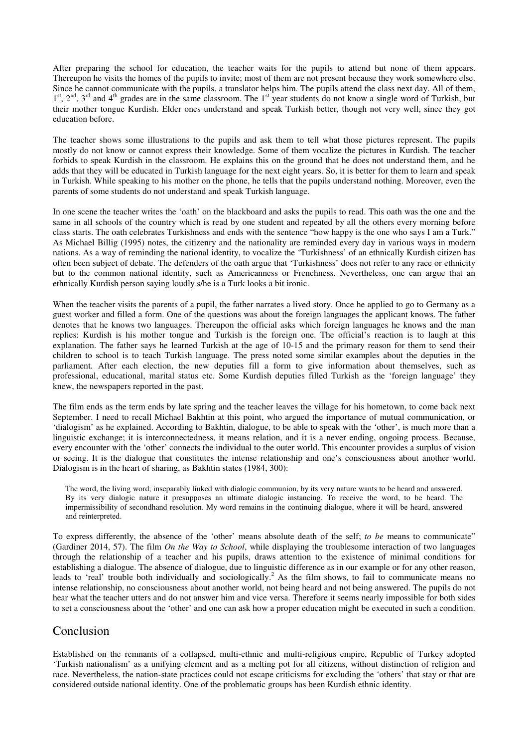After preparing the school for education, the teacher waits for the pupils to attend but none of them appears. Thereupon he visits the homes of the pupils to invite; most of them are not present because they work somewhere else. Since he cannot communicate with the pupils, a translator helps him. The pupils attend the class next day. All of them, 1st, 2nd, 3rd and 4th grades are in the same classroom. The 1st year students do not know a single word of Turkish, but their mother tongue Kurdish. Elder ones understand and speak Turkish better, though not very well, since they got education before.

The teacher shows some illustrations to the pupils and ask them to tell what those pictures represent. The pupils mostly do not know or cannot express their knowledge. Some of them vocalize the pictures in Kurdish. The teacher forbids to speak Kurdish in the classroom. He explains this on the ground that he does not understand them, and he adds that they will be educated in Turkish language for the next eight years. So, it is better for them to learn and speak in Turkish. While speaking to his mother on the phone, he tells that the pupils understand nothing. Moreover, even the parents of some students do not understand and speak Turkish language.

In one scene the teacher writes the 'oath' on the blackboard and asks the pupils to read. This oath was the one and the same in all schools of the country which is read by one student and repeated by all the others every morning before class starts. The oath celebrates Turkishness and ends with the sentence "how happy is the one who says I am a Turk." As Michael Billig (1995) notes, the citizenry and the nationality are reminded every day in various ways in modern nations. As a way of reminding the national identity, to vocalize the 'Turkishness' of an ethnically Kurdish citizen has often been subject of debate. The defenders of the oath argue that 'Turkishness' does not refer to any race or ethnicity but to the common national identity, such as Americanness or Frenchness. Nevertheless, one can argue that an ethnically Kurdish person saying loudly s/he is a Turk looks a bit ironic.

When the teacher visits the parents of a pupil, the father narrates a lived story. Once he applied to go to Germany as a guest worker and filled a form. One of the questions was about the foreign languages the applicant knows. The father denotes that he knows two languages. Thereupon the official asks which foreign languages he knows and the man replies: Kurdish is his mother tongue and Turkish is the foreign one. The official's reaction is to laugh at this explanation. The father says he learned Turkish at the age of 10-15 and the primary reason for them to send their children to school is to teach Turkish language. The press noted some similar examples about the deputies in the parliament. After each election, the new deputies fill a form to give information about themselves, such as professional, educational, marital status etc. Some Kurdish deputies filled Turkish as the 'foreign language' they knew, the newspapers reported in the past.

The film ends as the term ends by late spring and the teacher leaves the village for his hometown, to come back next September. I need to recall Michael Bakhtin at this point, who argued the importance of mutual communication, or 'dialogism' as he explained. According to Bakhtin, dialogue, to be able to speak with the 'other', is much more than a linguistic exchange; it is interconnectedness, it means relation, and it is a never ending, ongoing process. Because, every encounter with the 'other' connects the individual to the outer world. This encounter provides a surplus of vision or seeing. It is the dialogue that constitutes the intense relationship and one's consciousness about another world. Dialogism is in the heart of sharing, as Bakhtin states (1984, 300):

> The word, the living word, inseparably linked with dialogic communion, by its very nature wants to be heard and answered. By its very dialogic nature it presupposes an ultimate dialogic instancing. To receive the word, to be heard. The impermissibility of secondhand resolution. My word remains in the continuing dialogue, where it will be heard, answered and reinterpreted.

To express differently, the absence of the 'other' means absolute death of the self; *to be* means to communicate" (Gardiner 2014, 57). The film *On the Way to School*, while displaying the troublesome interaction of two languages through the relationship of a teacher and his pupils, draws attention to the existence of minimal conditions for establishing a dialogue. The absence of dialogue, due to linguistic difference as in our example or for any other reason, leads to 'real' trouble both individually and sociologically.[2] As the film shows, to fail to communicate means no intense relationship, no consciousness about another world, not being heard and not being answered. The pupils do not hear what the teacher utters and do not answer him and vice versa. Therefore it seems nearly impossible for both sides to set a consciousness about the 'other' and one can ask how a proper education might be executed in such a condition.

## Conclusion

Established on the remnants of a collapsed, multi-ethnic and multi-religious empire, Republic of Turkey adopted 'Turkish nationalism' as a unifying element and as a melting pot for all citizens, without distinction of religion and race. Nevertheless, the nation-state practices could not escape criticisms for excluding the 'others' that stay or that are considered outside national identity. One of the problematic groups has been Kurdish ethnic identity.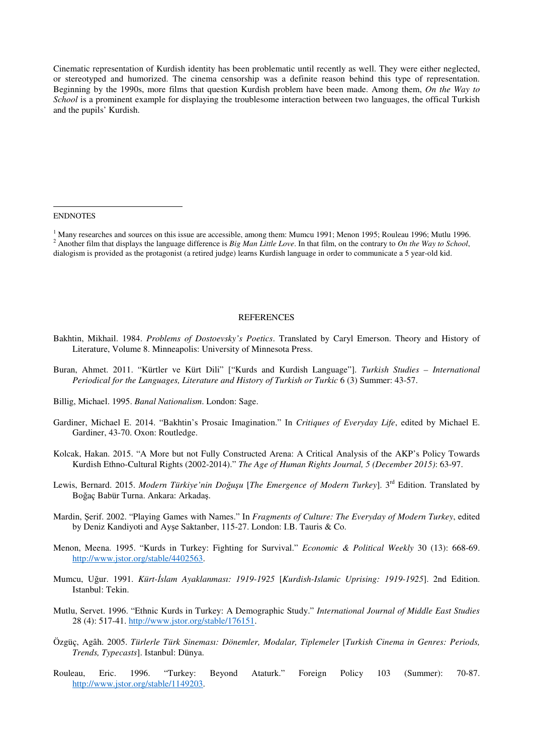Cinematic representation of Kurdish identity has been problematic until recently as well. They were either neglected, or stereotyped and humorized. The cinema censorship was a definite reason behind this type of representation. Beginning by the 1990s, more films that question Kurdish problem have been made. Among them, *On the Way to School* is a prominent example for displaying the troublesome interaction between two languages, the offical Turkish and the pupils' Kurdish.

ENDNOTES

[1] Many researches and sources on this issue are accessible, among them: Mumcu 1991; Menon 1995; Rouleau 1996; Mutlu 1996.
[2] Another film that displays the language difference is *Big Man Little Love*. In that film, on the contrary to *On the Way to School*, dialogism is provided as the protagonist (a retired judge) learns Kurdish language in order to communicate a 5 year-old kid.

## REFERENCES

Bakhtin, Mikhail. 1984. *Problems of Dostoevsky's Poetics*. Translated by Caryl Emerson. Theory and History of Literature, Volume 8. Minneapolis: University of Minnesota Press.

Buran, Ahmet. 2011. "Kürtler ve Kürt Dili" ["Kurds and Kurdish Language"]. *Turkish Studies – International Periodical for the Languages, Literature and History of Turkish or Turkic* 6 (3) Summer: 43-57.

Billig, Michael. 1995. *Banal Nationalism*. London: Sage.

Gardiner, Michael E. 2014. "Bakhtin's Prosaic Imagination." In *Critiques of Everyday Life*, edited by Michael E. Gardiner, 43-70. Oxon: Routledge.

Kolcak, Hakan. 2015. "A More but not Fully Constructed Arena: A Critical Analysis of the AKP's Policy Towards Kurdish Ethno-Cultural Rights (2002-2014)." *The Age of Human Rights Journal, 5 (December 2015)*: 63-97.

Lewis, Bernard. 2015. *Modern Türkiye'nin Doğuşu* [*The Emergence of Modern Turkey*]. 3rd Edition. Translated by Boğaç Babür Turna. Ankara: Arkadaş.

Mardin, Şerif. 2002. "Playing Games with Names." In *Fragments of Culture: The Everyday of Modern Turkey*, edited by Deniz Kandiyoti and Ayşe Saktanber, 115-27. London: I.B. Tauris & Co.

Menon, Meena. 1995. "Kurds in Turkey: Fighting for Survival." *Economic & Political Weekly* 30 (13): 668-69. http://www.jstor.org/stable/4402563.

Mumcu, Uğur. 1991. *Kürt-İslam Ayaklanması: 1919-1925* [*Kurdish-Islamic Uprising: 1919-1925*]. 2nd Edition. Istanbul: Tekin.

Mutlu, Servet. 1996. "Ethnic Kurds in Turkey: A Demographic Study." *International Journal of Middle East Studies* 28 (4): 517-41. http://www.jstor.org/stable/176151.

Özgüç, Agâh. 2005. *Türlerle Türk Sineması: Dönemler, Modalar, Tiplemeler* [*Turkish Cinema in Genres: Periods, Trends, Typecasts*]. Istanbul: Dünya.

Rouleau, Eric. 1996. "Turkey: Beyond Ataturk." Foreign Policy 103 (Summer): 70-87. http://www.jstor.org/stable/1149203.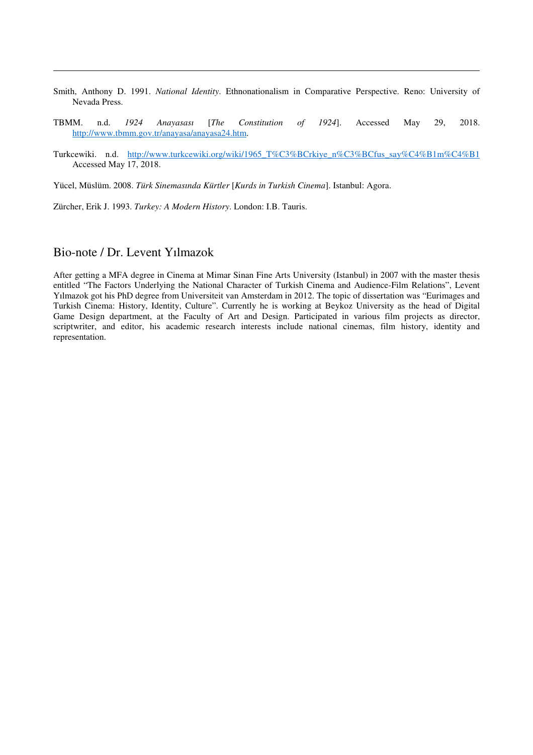Smith, Anthony D. 1991. *National Identity*. Ethnonationalism in Comparative Perspective. Reno: University of Nevada Press.

TBMM. n.d. *1924 Anayasası* [*The Constitution of 1924*]. Accessed May 29, 2018. http://www.tbmm.gov.tr/anayasa/anayasa24.htm.

Turkcewiki. n.d. http://www.turkcewiki.org/wiki/1965_T%C3%BCrkiye_n%C3%BCfus_say%C4%B1m%C4%B1 Accessed May 17, 2018.

Yücel, Müslüm. 2008. *Türk Sinemasında Kürtler* [*Kurds in Turkish Cinema*]. Istanbul: Agora.

Zürcher, Erik J. 1993. *Turkey: A Modern History*. London: I.B. Tauris.

## Bio-note / Dr. Levent Yılmazok

After getting a MFA degree in Cinema at Mimar Sinan Fine Arts University (Istanbul) in 2007 with the master thesis entitled "The Factors Underlying the National Character of Turkish Cinema and Audience-Film Relations", Levent Yılmazok got his PhD degree from Universiteit van Amsterdam in 2012. The topic of dissertation was "Eurimages and Turkish Cinema: History, Identity, Culture". Currently he is working at Beykoz University as the head of Digital Game Design department, at the Faculty of Art and Design. Participated in various film projects as director, scriptwriter, and editor, his academic research interests include national cinemas, film history, identity and representation.